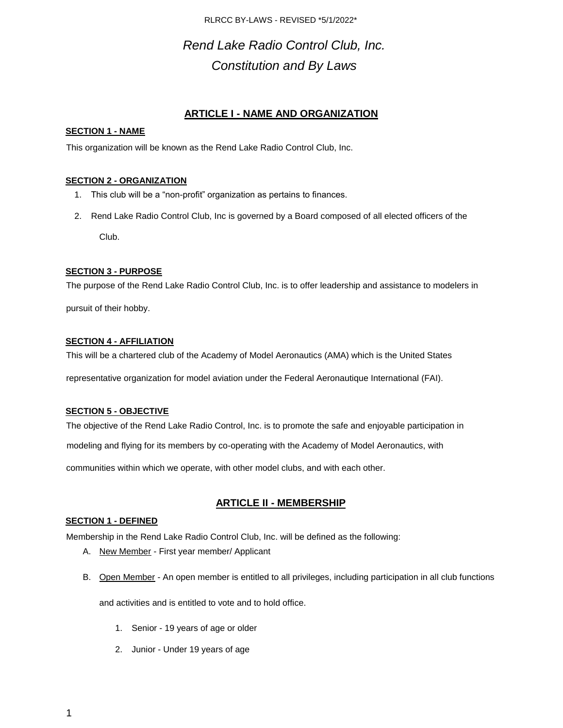# *Rend Lake Radio Control Club, Inc.*
# *Constitution and By Laws*

## ARTICLE I - NAME AND ORGANIZATION

### SECTION 1 - NAME

This organization will be known as the Rend Lake Radio Control Club, Inc.

### SECTION 2 - ORGANIZATION

1. This club will be a "non-profit" organization as pertains to finances.
2. Rend Lake Radio Control Club, Inc is governed by a Board composed of all elected officers of the Club.

### SECTION 3 - PURPOSE

The purpose of the Rend Lake Radio Control Club, Inc. is to offer leadership and assistance to modelers in pursuit of their hobby.

### SECTION 4 - AFFILIATION

This will be a chartered club of the Academy of Model Aeronautics (AMA) which is the United States representative organization for model aviation under the Federal Aeronautique International (FAI).

### SECTION 5 - OBJECTIVE

The objective of the Rend Lake Radio Control, Inc. is to promote the safe and enjoyable participation in modeling and flying for its members by co-operating with the Academy of Model Aeronautics, with communities within which we operate, with other model clubs, and with each other.

## ARTICLE II - MEMBERSHIP

### SECTION 1 - DEFINED

Membership in the Rend Lake Radio Control Club, Inc. will be defined as the following:

A. New Member - First year member/ Applicant

B. Open Member - An open member is entitled to all privileges, including participation in all club functions and activities and is entitled to vote and to hold office.

   1. Senior - 19 years of age or older
   2. Junior - Under 19 years of age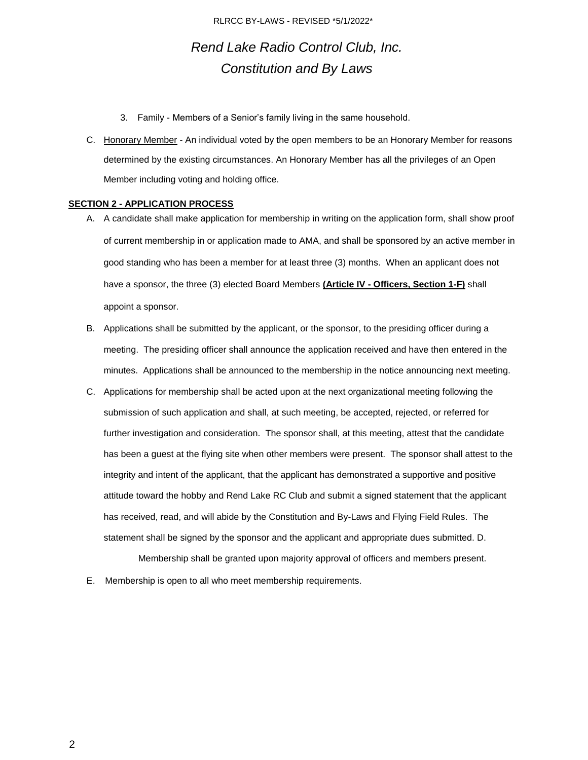3. Family - Members of a Senior's family living in the same household.

C. Honorary Member - An individual voted by the open members to be an Honorary Member for reasons determined by the existing circumstances. An Honorary Member has all the privileges of an Open Member including voting and holding office.

**SECTION 2 - APPLICATION PROCESS**

A. A candidate shall make application for membership in writing on the application form, shall show proof of current membership in or application made to AMA, and shall be sponsored by an active member in good standing who has been a member for at least three (3) months. When an applicant does not have a sponsor, the three (3) elected Board Members **(Article IV - Officers, Section 1-F)** shall appoint a sponsor.

B. Applications shall be submitted by the applicant, or the sponsor, to the presiding officer during a meeting. The presiding officer shall announce the application received and have then entered in the minutes. Applications shall be announced to the membership in the notice announcing next meeting.

C. Applications for membership shall be acted upon at the next organizational meeting following the submission of such application and shall, at such meeting, be accepted, rejected, or referred for further investigation and consideration. The sponsor shall, at this meeting, attest that the candidate has been a guest at the flying site when other members were present. The sponsor shall attest to the integrity and intent of the applicant, that the applicant has demonstrated a supportive and positive attitude toward the hobby and Rend Lake RC Club and submit a signed statement that the applicant has received, read, and will abide by the Constitution and By-Laws and Flying Field Rules. The statement shall be signed by the sponsor and the applicant and appropriate dues submitted. D.

Membership shall be granted upon majority approval of officers and members present.

E. Membership is open to all who meet membership requirements.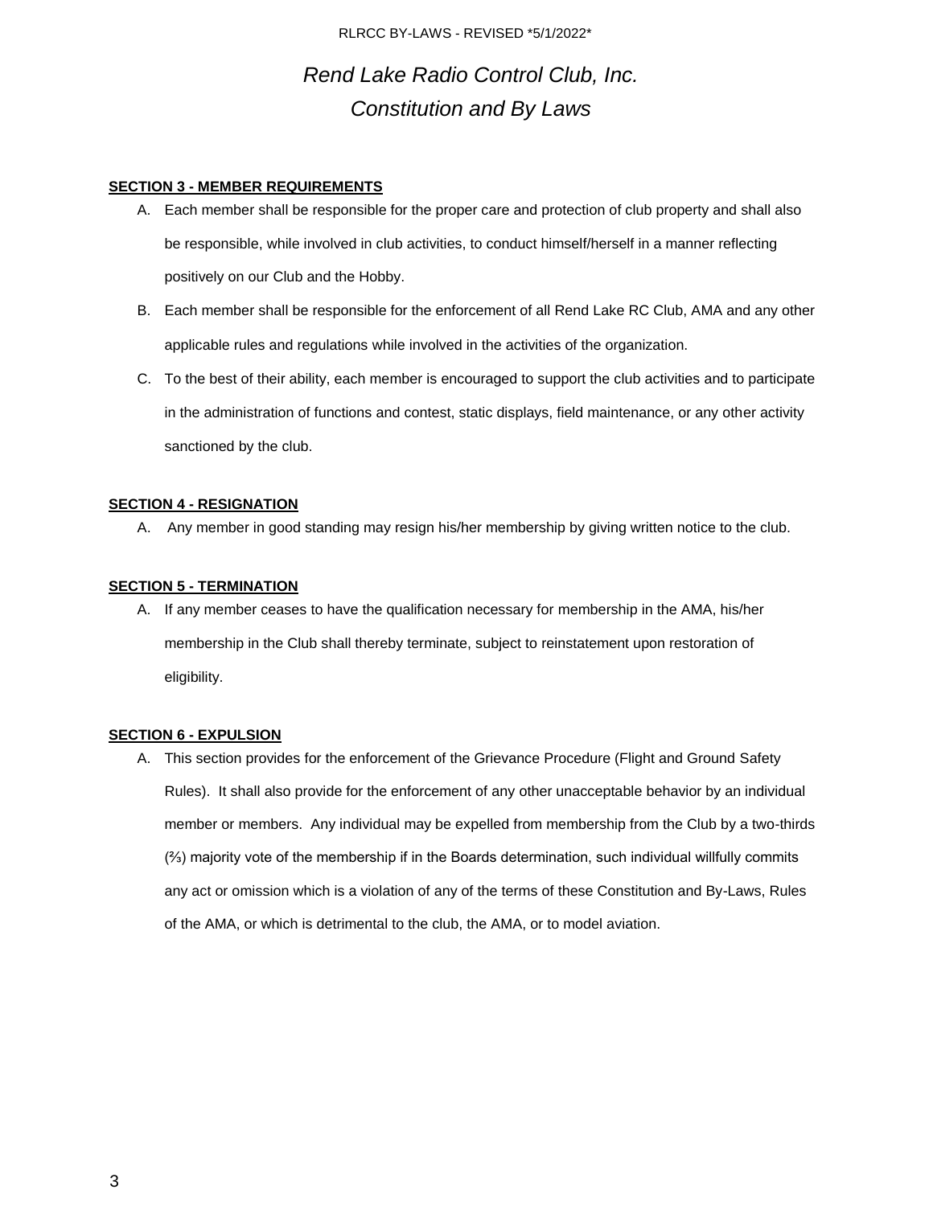# *Rend Lake Radio Control Club, Inc.*
# *Constitution and By Laws*

**SECTION 3 - MEMBER REQUIREMENTS**

A. Each member shall be responsible for the proper care and protection of club property and shall also be responsible, while involved in club activities, to conduct himself/herself in a manner reflecting positively on our Club and the Hobby.

B. Each member shall be responsible for the enforcement of all Rend Lake RC Club, AMA and any other applicable rules and regulations while involved in the activities of the organization.

C. To the best of their ability, each member is encouraged to support the club activities and to participate in the administration of functions and contest, static displays, field maintenance, or any other activity sanctioned by the club.

**SECTION 4 - RESIGNATION**

A. Any member in good standing may resign his/her membership by giving written notice to the club.

**SECTION 5 - TERMINATION**

A. If any member ceases to have the qualification necessary for membership in the AMA, his/her membership in the Club shall thereby terminate, subject to reinstatement upon restoration of eligibility.

**SECTION 6 - EXPULSION**

A. This section provides for the enforcement of the Grievance Procedure (Flight and Ground Safety Rules). It shall also provide for the enforcement of any other unacceptable behavior by an individual member or members. Any individual may be expelled from membership from the Club by a two-thirds (⅔) majority vote of the membership if in the Boards determination, such individual willfully commits any act or omission which is a violation of any of the terms of these Constitution and By-Laws, Rules of the AMA, or which is detrimental to the club, the AMA, or to model aviation.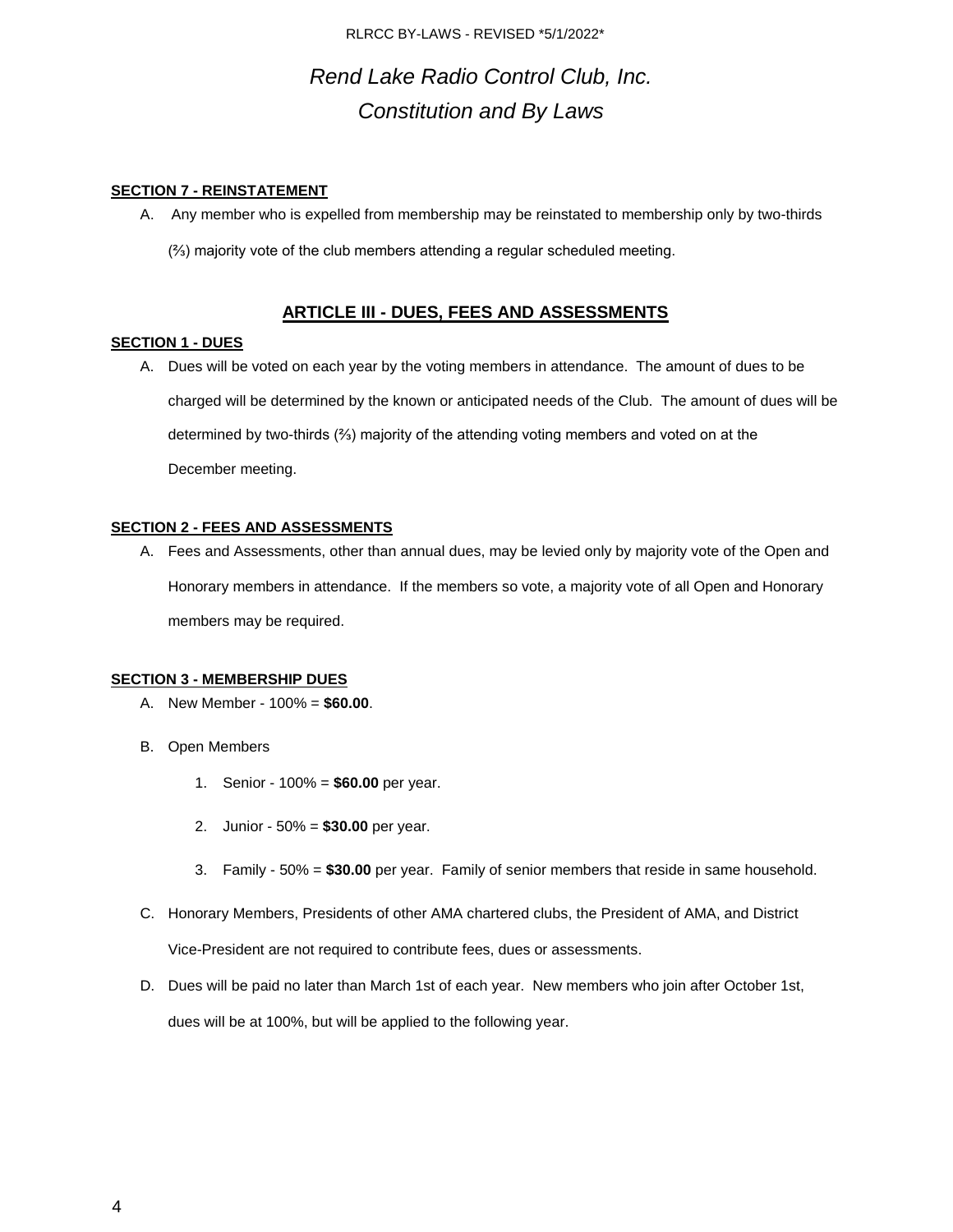*Rend Lake Radio Control Club, Inc.*

*Constitution and By Laws*

**SECTION 7 - REINSTATEMENT**

A. Any member who is expelled from membership may be reinstated to membership only by two-thirds (⅔) majority vote of the club members attending a regular scheduled meeting.

## ARTICLE III - DUES, FEES AND ASSESSMENTS

**SECTION 1 - DUES**

A. Dues will be voted on each year by the voting members in attendance. The amount of dues to be charged will be determined by the known or anticipated needs of the Club. The amount of dues will be determined by two-thirds (⅔) majority of the attending voting members and voted on at the December meeting.

**SECTION 2 - FEES AND ASSESSMENTS**

A. Fees and Assessments, other than annual dues, may be levied only by majority vote of the Open and Honorary members in attendance. If the members so vote, a majority vote of all Open and Honorary members may be required.

**SECTION 3 - MEMBERSHIP DUES**

A. New Member - 100% = **$60.00**.

B. Open Members

1. Senior - 100% = **$60.00** per year.
2. Junior - 50% = **$30.00** per year.
3. Family - 50% = **$30.00** per year. Family of senior members that reside in same household.

C. Honorary Members, Presidents of other AMA chartered clubs, the President of AMA, and District Vice-President are not required to contribute fees, dues or assessments.

D. Dues will be paid no later than March 1st of each year. New members who join after October 1st, dues will be at 100%, but will be applied to the following year.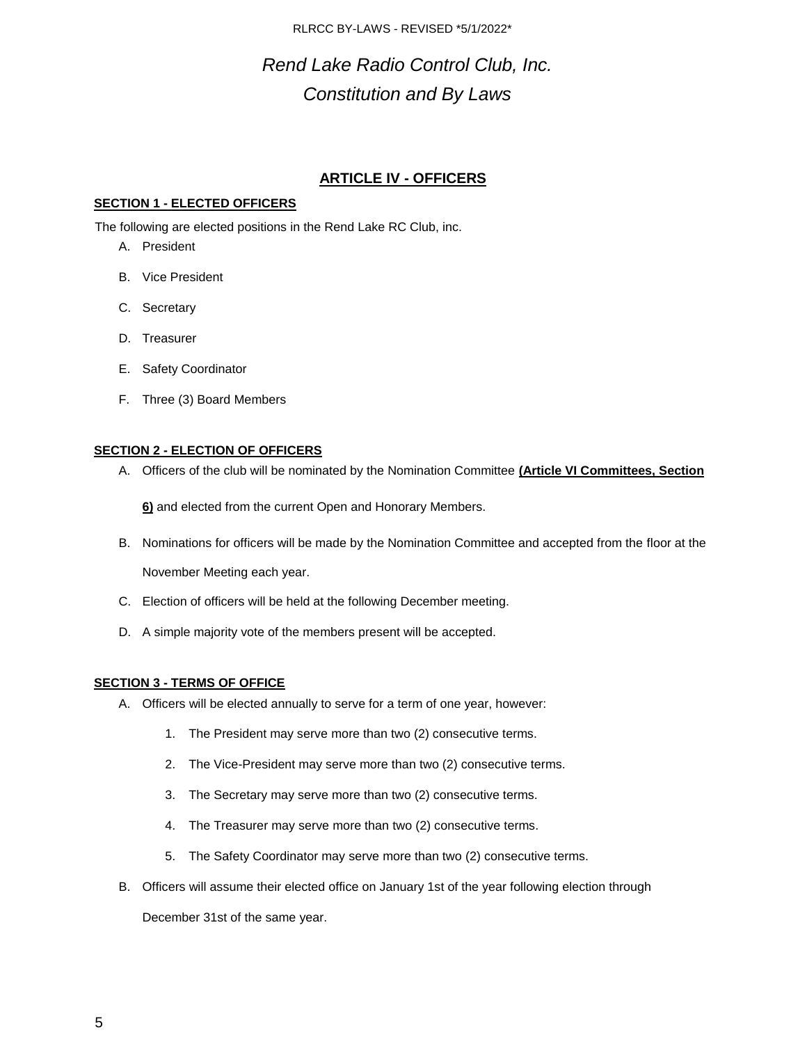*Rend Lake Radio Control Club, Inc.*

*Constitution and By Laws*

## ARTICLE IV - OFFICERS

**SECTION 1 - ELECTED OFFICERS**

The following are elected positions in the Rend Lake RC Club, inc.

A. President
B. Vice President
C. Secretary
D. Treasurer
E. Safety Coordinator
F. Three (3) Board Members

**SECTION 2 - ELECTION OF OFFICERS**

A. Officers of the club will be nominated by the Nomination Committee **(Article VI Committees, Section 6)** and elected from the current Open and Honorary Members.
B. Nominations for officers will be made by the Nomination Committee and accepted from the floor at the November Meeting each year.
C. Election of officers will be held at the following December meeting.
D. A simple majority vote of the members present will be accepted.

**SECTION 3 - TERMS OF OFFICE**

A. Officers will be elected annually to serve for a term of one year, however:
   1. The President may serve more than two (2) consecutive terms.
   2. The Vice-President may serve more than two (2) consecutive terms.
   3. The Secretary may serve more than two (2) consecutive terms.
   4. The Treasurer may serve more than two (2) consecutive terms.
   5. The Safety Coordinator may serve more than two (2) consecutive terms.
B. Officers will assume their elected office on January 1st of the year following election through December 31st of the same year.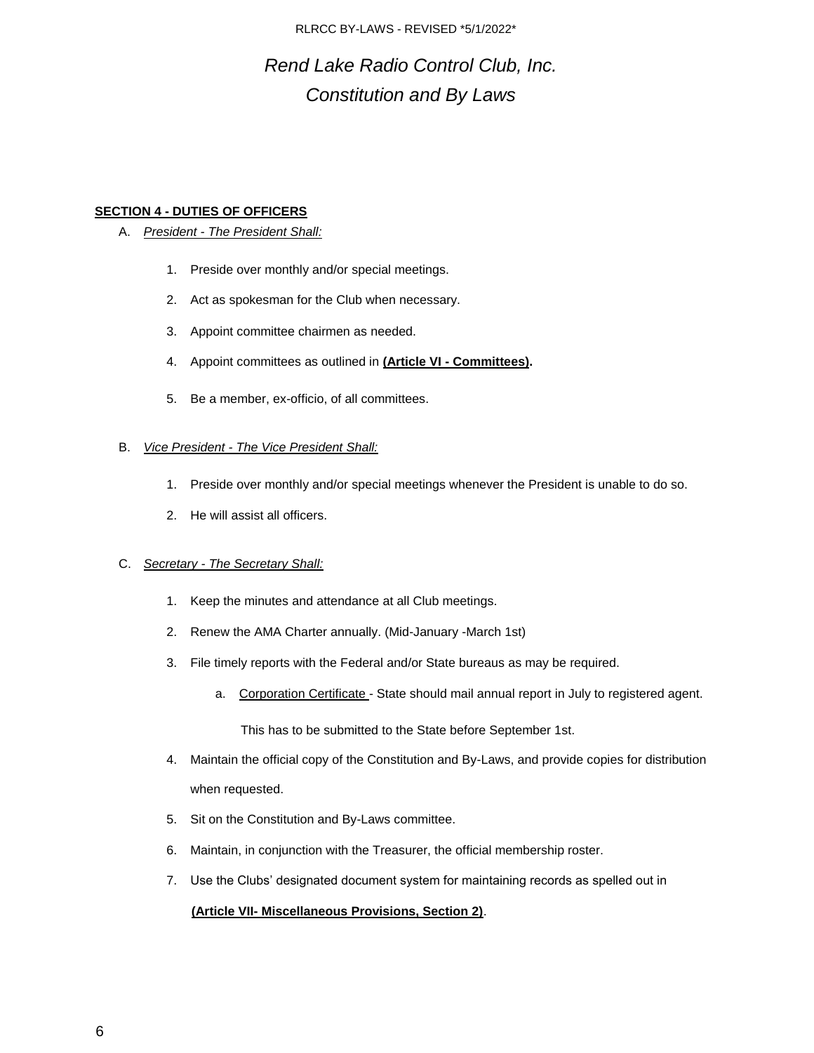# *Rend Lake Radio Control Club, Inc.*
# *Constitution and By Laws*

**SECTION 4 - DUTIES OF OFFICERS**

A. *President - The President Shall:*

1. Preside over monthly and/or special meetings.
2. Act as spokesman for the Club when necessary.
3. Appoint committee chairmen as needed.
4. Appoint committees as outlined in **(Article VI - Committees).**
5. Be a member, ex-officio, of all committees.

B. *Vice President - The Vice President Shall:*

1. Preside over monthly and/or special meetings whenever the President is unable to do so.
2. He will assist all officers.

C. *Secretary - The Secretary Shall:*

1. Keep the minutes and attendance at all Club meetings.
2. Renew the AMA Charter annually. (Mid-January -March 1st)
3. File timely reports with the Federal and/or State bureaus as may be required.
    a. Corporation Certificate - State should mail annual report in July to registered agent.

       This has to be submitted to the State before September 1st.
4. Maintain the official copy of the Constitution and By-Laws, and provide copies for distribution when requested.
5. Sit on the Constitution and By-Laws committee.
6. Maintain, in conjunction with the Treasurer, the official membership roster.
7. Use the Clubs' designated document system for maintaining records as spelled out in **(Article VII- Miscellaneous Provisions, Section 2)**.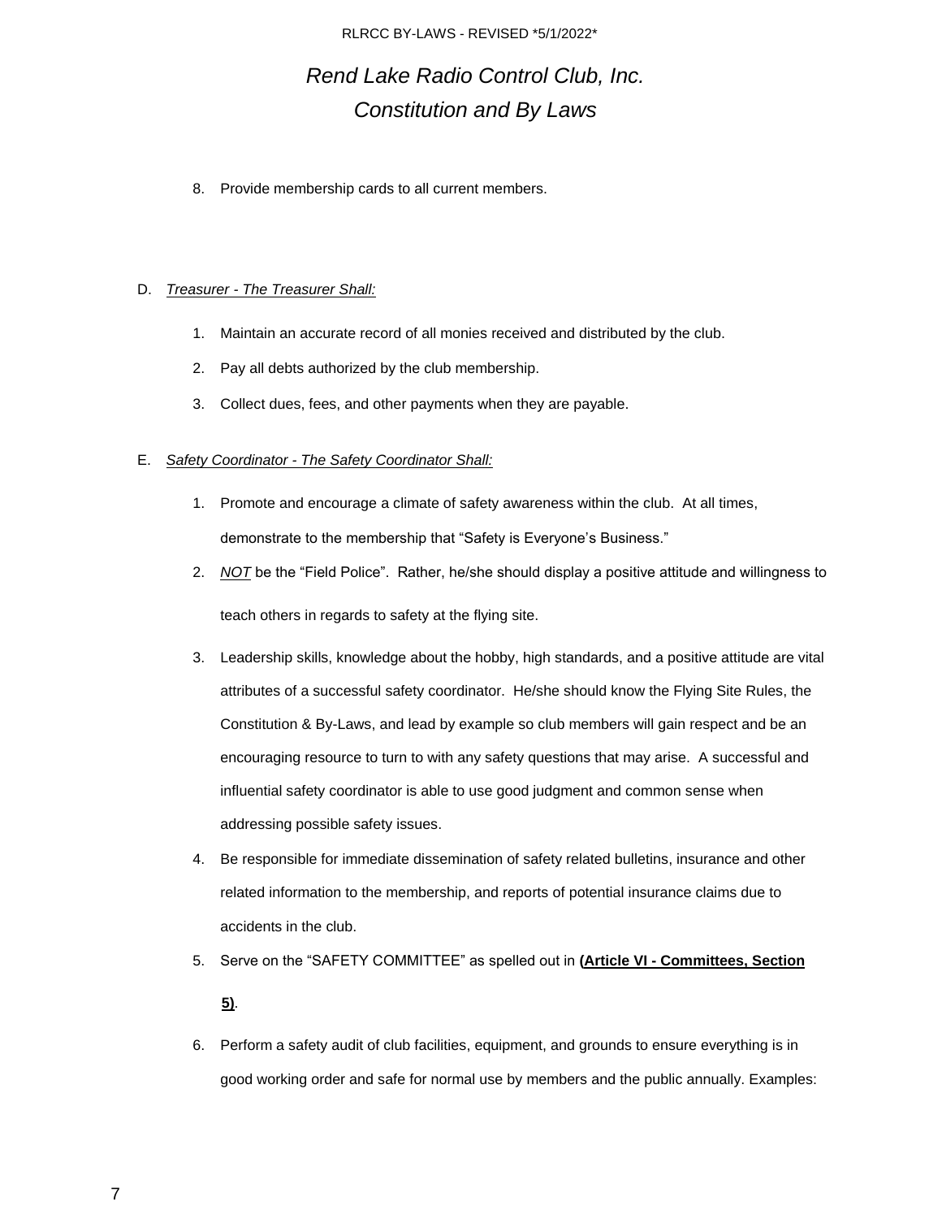8. Provide membership cards to all current members.

D. *Treasurer - The Treasurer Shall:*

1. Maintain an accurate record of all monies received and distributed by the club.
2. Pay all debts authorized by the club membership.
3. Collect dues, fees, and other payments when they are payable.

E. *Safety Coordinator - The Safety Coordinator Shall:*

1. Promote and encourage a climate of safety awareness within the club. At all times, demonstrate to the membership that "Safety is Everyone's Business."
2. *NOT* be the "Field Police". Rather, he/she should display a positive attitude and willingness to teach others in regards to safety at the flying site.
3. Leadership skills, knowledge about the hobby, high standards, and a positive attitude are vital attributes of a successful safety coordinator. He/she should know the Flying Site Rules, the Constitution & By-Laws, and lead by example so club members will gain respect and be an encouraging resource to turn to with any safety questions that may arise. A successful and influential safety coordinator is able to use good judgment and common sense when addressing possible safety issues.
4. Be responsible for immediate dissemination of safety related bulletins, insurance and other related information to the membership, and reports of potential insurance claims due to accidents in the club.
5. Serve on the "SAFETY COMMITTEE" as spelled out in **(Article VI - Committees, Section 5)**.
6. Perform a safety audit of club facilities, equipment, and grounds to ensure everything is in good working order and safe for normal use by members and the public annually. Examples: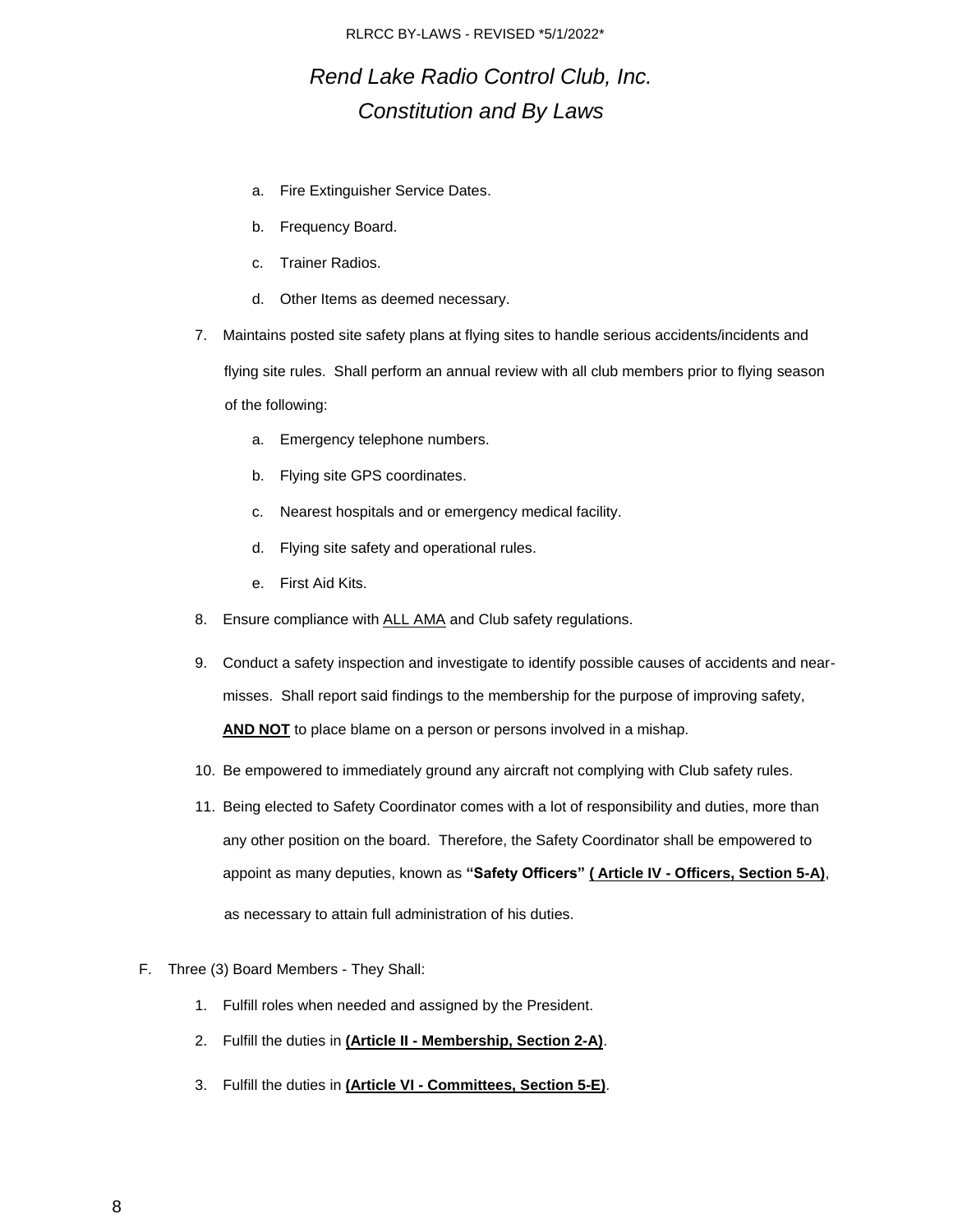a. Fire Extinguisher Service Dates.

b. Frequency Board.

c. Trainer Radios.

d. Other Items as deemed necessary.

7. Maintains posted site safety plans at flying sites to handle serious accidents/incidents and flying site rules. Shall perform an annual review with all club members prior to flying season of the following:

    a. Emergency telephone numbers.

    b. Flying site GPS coordinates.

    c. Nearest hospitals and or emergency medical facility.

    d. Flying site safety and operational rules.

    e. First Aid Kits.

8. Ensure compliance with <u>ALL AMA</u> and Club safety regulations.

9. Conduct a safety inspection and investigate to identify possible causes of accidents and near-misses. Shall report said findings to the membership for the purpose of improving safety, **<u>AND NOT</u>** to place blame on a person or persons involved in a mishap.

10. Be empowered to immediately ground any aircraft not complying with Club safety rules.

11. Being elected to Safety Coordinator comes with a lot of responsibility and duties, more than any other position on the board. Therefore, the Safety Coordinator shall be empowered to appoint as many deputies, known as **"Safety Officers"** **<u>( Article IV - Officers, Section 5-A)</u>**, as necessary to attain full administration of his duties.

F. Three (3) Board Members - They Shall:

1. Fulfill roles when needed and assigned by the President.

2. Fulfill the duties in **<u>(Article II - Membership, Section 2-A)</u>**.

3. Fulfill the duties in **<u>(Article VI - Committees, Section 5-E)</u>**.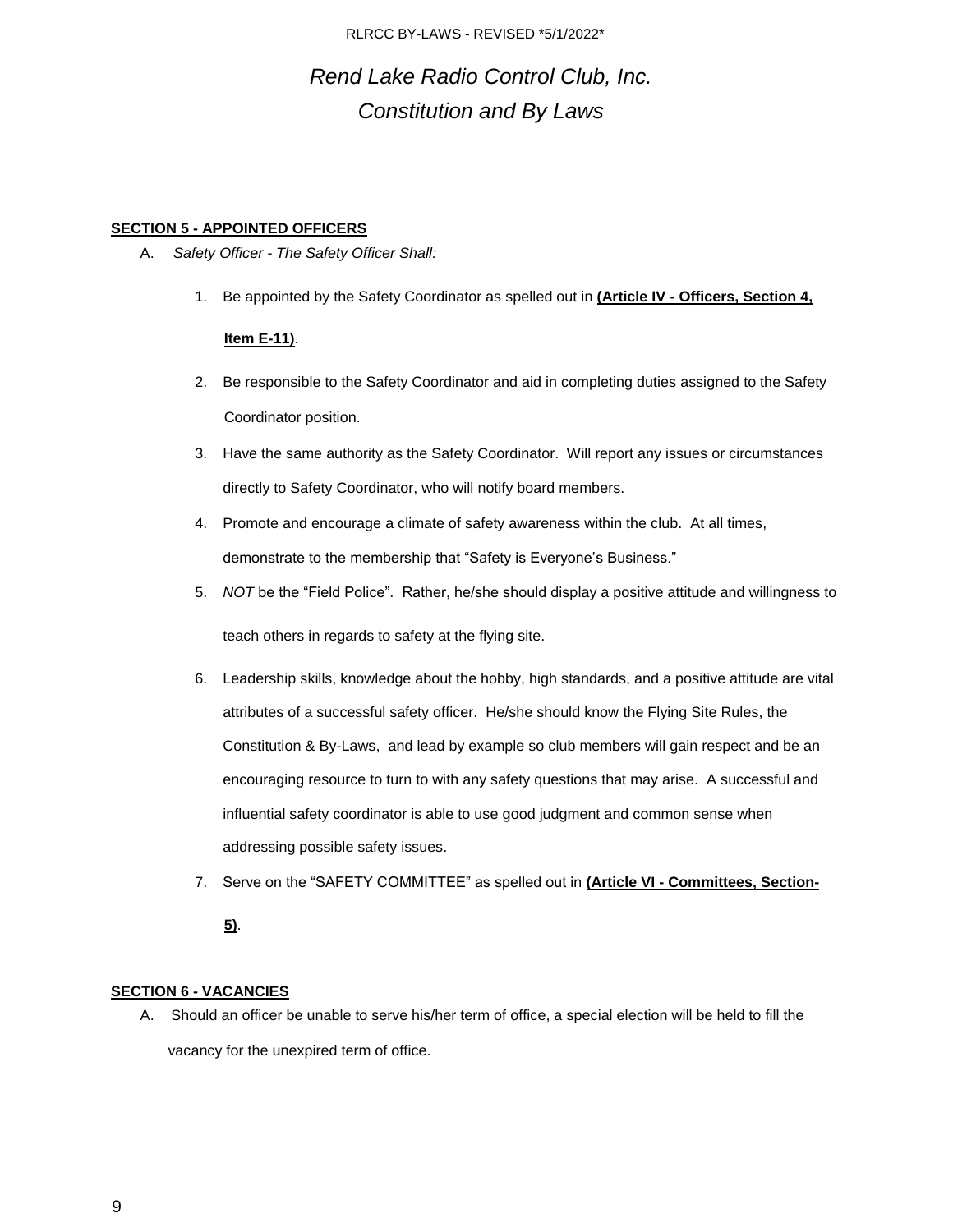# *Rend Lake Radio Control Club, Inc.*
# *Constitution and By Laws*

**SECTION 5 - APPOINTED OFFICERS**

A. *Safety Officer - The Safety Officer Shall:*

1. Be appointed by the Safety Coordinator as spelled out in **(Article IV - Officers, Section 4, Item E-11)**.
2. Be responsible to the Safety Coordinator and aid in completing duties assigned to the Safety Coordinator position.
3. Have the same authority as the Safety Coordinator. Will report any issues or circumstances directly to Safety Coordinator, who will notify board members.
4. Promote and encourage a climate of safety awareness within the club. At all times, demonstrate to the membership that "Safety is Everyone's Business."
5. *NOT* be the "Field Police". Rather, he/she should display a positive attitude and willingness to teach others in regards to safety at the flying site.
6. Leadership skills, knowledge about the hobby, high standards, and a positive attitude are vital attributes of a successful safety officer. He/she should know the Flying Site Rules, the Constitution & By-Laws, and lead by example so club members will gain respect and be an encouraging resource to turn to with any safety questions that may arise. A successful and influential safety coordinator is able to use good judgment and common sense when addressing possible safety issues.
7. Serve on the "SAFETY COMMITTEE" as spelled out in **(Article VI - Committees, Section-5)**.

**SECTION 6 - VACANCIES**

A. Should an officer be unable to serve his/her term of office, a special election will be held to fill the vacancy for the unexpired term of office.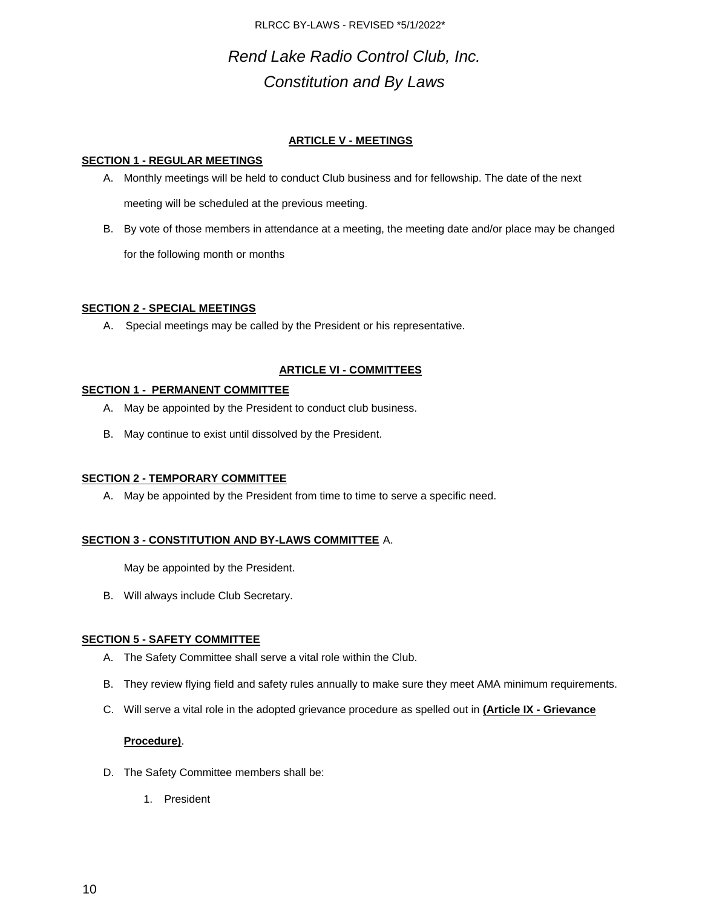# *Rend Lake Radio Control Club, Inc.*
# *Constitution and By Laws*

## ARTICLE V - MEETINGS

### SECTION 1 - REGULAR MEETINGS

A. Monthly meetings will be held to conduct Club business and for fellowship. The date of the next meeting will be scheduled at the previous meeting.

B. By vote of those members in attendance at a meeting, the meeting date and/or place may be changed for the following month or months

### SECTION 2 - SPECIAL MEETINGS

A. Special meetings may be called by the President or his representative.

## ARTICLE VI - COMMITTEES

### SECTION 1 - PERMANENT COMMITTEE

A. May be appointed by the President to conduct club business.

B. May continue to exist until dissolved by the President.

### SECTION 2 - TEMPORARY COMMITTEE

A. May be appointed by the President from time to time to serve a specific need.

### SECTION 3 - CONSTITUTION AND BY-LAWS COMMITTEE

A. May be appointed by the President.

B. Will always include Club Secretary.

### SECTION 5 - SAFETY COMMITTEE

A. The Safety Committee shall serve a vital role within the Club.

B. They review flying field and safety rules annually to make sure they meet AMA minimum requirements.

C. Will serve a vital role in the adopted grievance procedure as spelled out in **(Article IX - Grievance Procedure)**.

D. The Safety Committee members shall be:

   1. President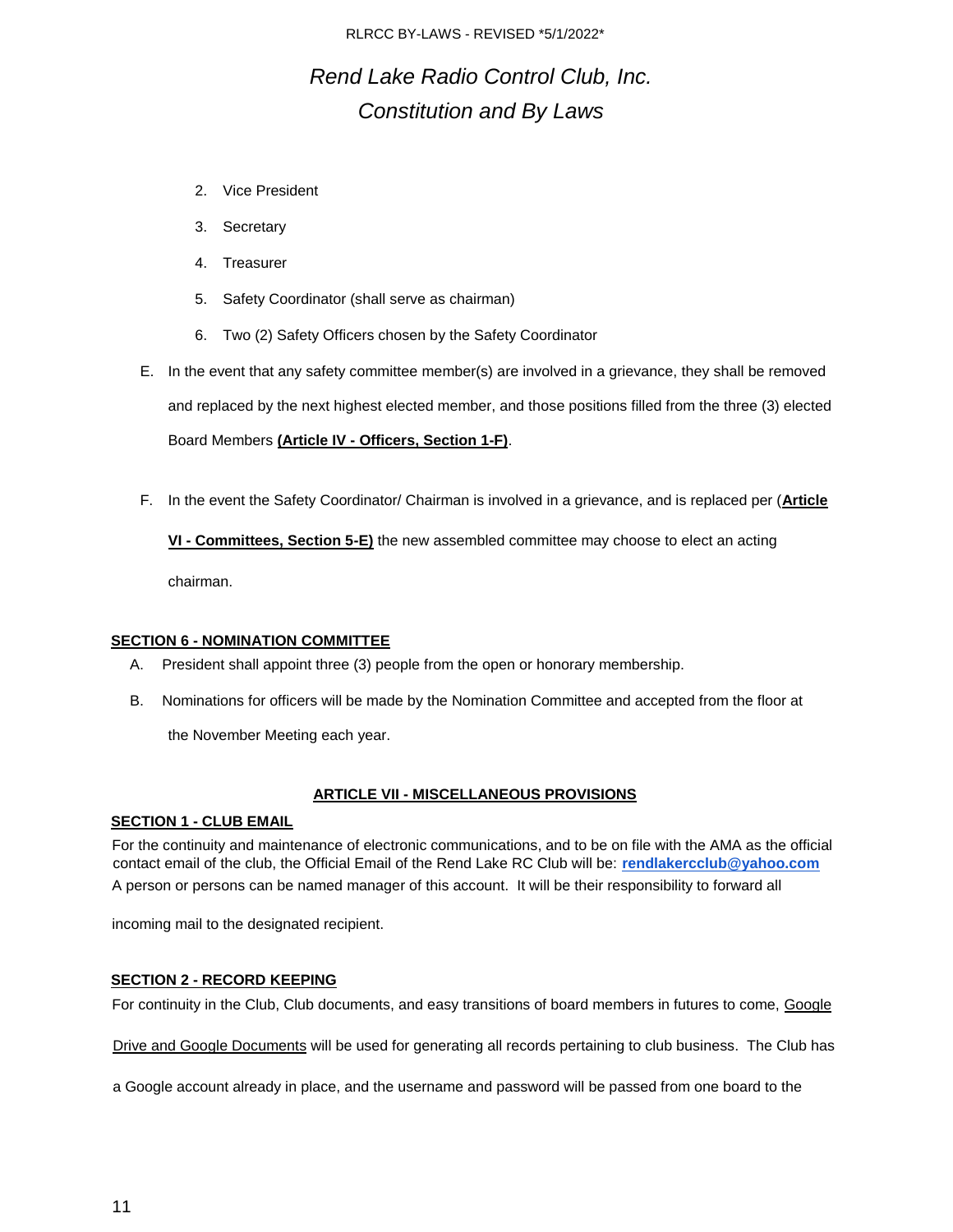2. Vice President
3. Secretary
4. Treasurer
5. Safety Coordinator (shall serve as chairman)
6. Two (2) Safety Officers chosen by the Safety Coordinator

E. In the event that any safety committee member(s) are involved in a grievance, they shall be removed and replaced by the next highest elected member, and those positions filled from the three (3) elected Board Members **(Article IV - Officers, Section 1-F)**.

F. In the event the Safety Coordinator/ Chairman is involved in a grievance, and is replaced per (**Article VI - Committees, Section 5-E)** the new assembled committee may choose to elect an acting chairman.

**SECTION 6 - NOMINATION COMMITTEE**

A. President shall appoint three (3) people from the open or honorary membership.

B. Nominations for officers will be made by the Nomination Committee and accepted from the floor at the November Meeting each year.

## ARTICLE VII - MISCELLANEOUS PROVISIONS

**SECTION 1 - CLUB EMAIL**

For the continuity and maintenance of electronic communications, and to be on file with the AMA as the official contact email of the club, the Official Email of the Rend Lake RC Club will be: **rendlakercclub@yahoo.com**
A person or persons can be named manager of this account. It will be their responsibility to forward all incoming mail to the designated recipient.

**SECTION 2 - RECORD KEEPING**

For continuity in the Club, Club documents, and easy transitions of board members in futures to come, Google Drive and Google Documents will be used for generating all records pertaining to club business. The Club has a Google account already in place, and the username and password will be passed from one board to the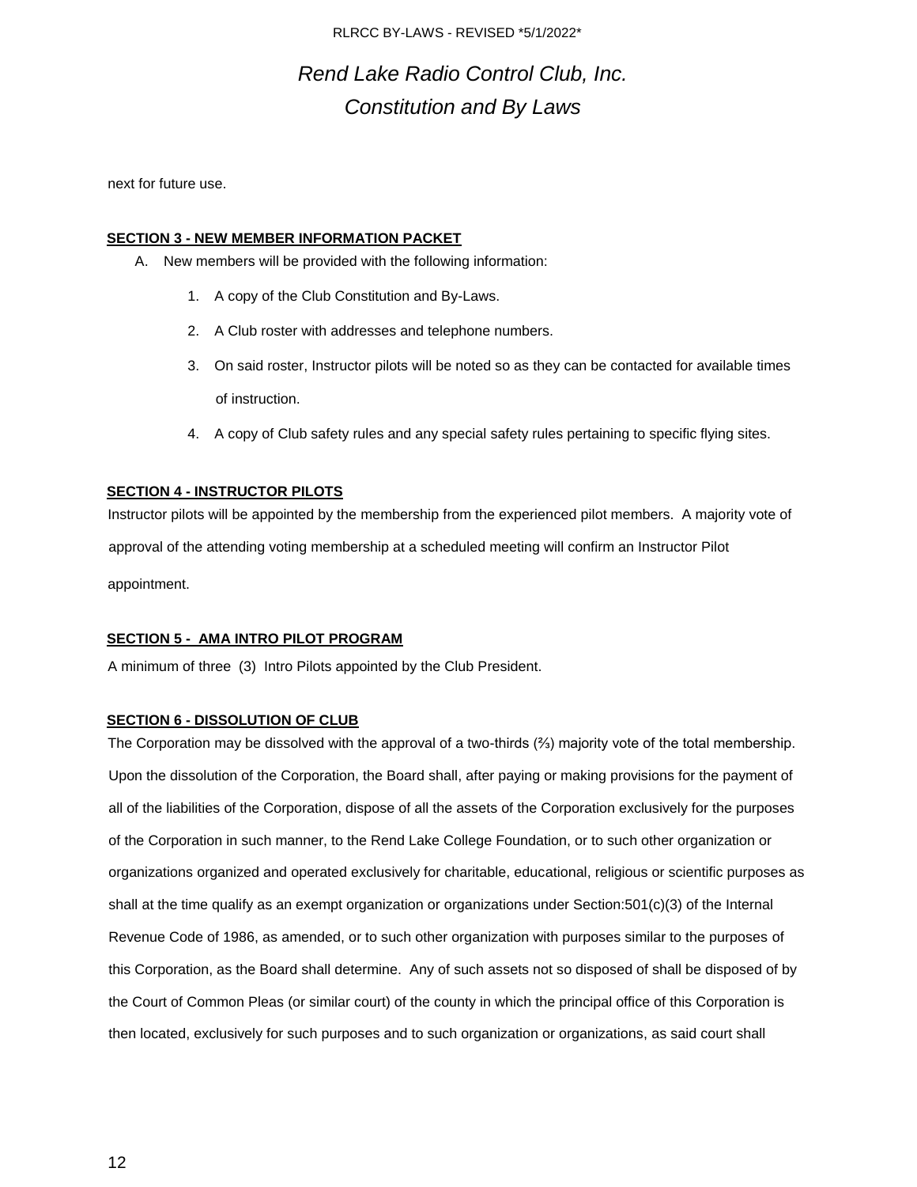next for future use.

**SECTION 3 - NEW MEMBER INFORMATION PACKET**

A. New members will be provided with the following information:

1. A copy of the Club Constitution and By-Laws.
2. A Club roster with addresses and telephone numbers.
3. On said roster, Instructor pilots will be noted so as they can be contacted for available times of instruction.
4. A copy of Club safety rules and any special safety rules pertaining to specific flying sites.

**SECTION 4 - INSTRUCTOR PILOTS**

Instructor pilots will be appointed by the membership from the experienced pilot members. A majority vote of approval of the attending voting membership at a scheduled meeting will confirm an Instructor Pilot appointment.

**SECTION 5 - AMA INTRO PILOT PROGRAM**

A minimum of three (3) Intro Pilots appointed by the Club President.

**SECTION 6 - DISSOLUTION OF CLUB**

The Corporation may be dissolved with the approval of a two-thirds (⅔) majority vote of the total membership. Upon the dissolution of the Corporation, the Board shall, after paying or making provisions for the payment of all of the liabilities of the Corporation, dispose of all the assets of the Corporation exclusively for the purposes of the Corporation in such manner, to the Rend Lake College Foundation, or to such other organization or organizations organized and operated exclusively for charitable, educational, religious or scientific purposes as shall at the time qualify as an exempt organization or organizations under Section:501(c)(3) of the Internal Revenue Code of 1986, as amended, or to such other organization with purposes similar to the purposes of this Corporation, as the Board shall determine. Any of such assets not so disposed of shall be disposed of by the Court of Common Pleas (or similar court) of the county in which the principal office of this Corporation is then located, exclusively for such purposes and to such organization or organizations, as said court shall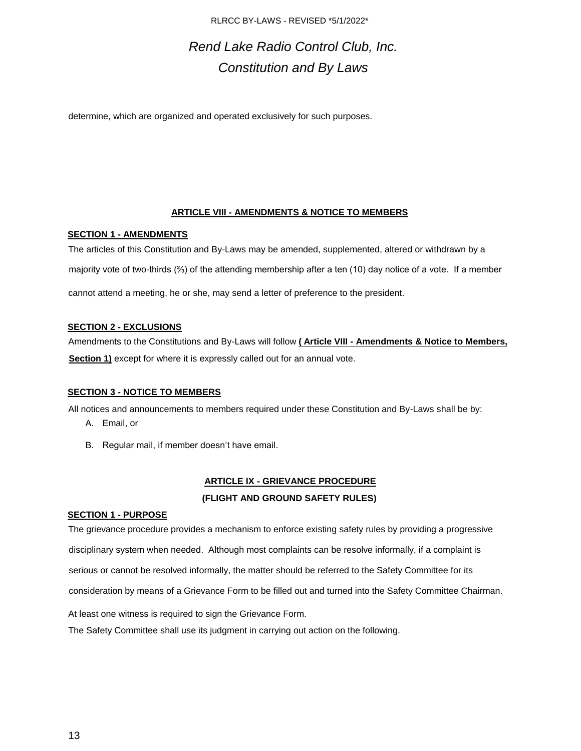determine, which are organized and operated exclusively for such purposes.

## ARTICLE VIII - AMENDMENTS & NOTICE TO MEMBERS

### SECTION 1 - AMENDMENTS

The articles of this Constitution and By-Laws may be amended, supplemented, altered or withdrawn by a majority vote of two-thirds (⅔) of the attending membership after a ten (10) day notice of a vote. If a member cannot attend a meeting, he or she, may send a letter of preference to the president.

### SECTION 2 - EXCLUSIONS

Amendments to the Constitutions and By-Laws will follow **( Article VIII - Amendments & Notice to Members, Section 1)** except for where it is expressly called out for an annual vote.

### SECTION 3 - NOTICE TO MEMBERS

All notices and announcements to members required under these Constitution and By-Laws shall be by:

A. Email, or

B. Regular mail, if member doesn't have email.

## ARTICLE IX - GRIEVANCE PROCEDURE (FLIGHT AND GROUND SAFETY RULES)

### SECTION 1 - PURPOSE

The grievance procedure provides a mechanism to enforce existing safety rules by providing a progressive disciplinary system when needed. Although most complaints can be resolve informally, if a complaint is serious or cannot be resolved informally, the matter should be referred to the Safety Committee for its consideration by means of a Grievance Form to be filled out and turned into the Safety Committee Chairman.

At least one witness is required to sign the Grievance Form.

The Safety Committee shall use its judgment in carrying out action on the following.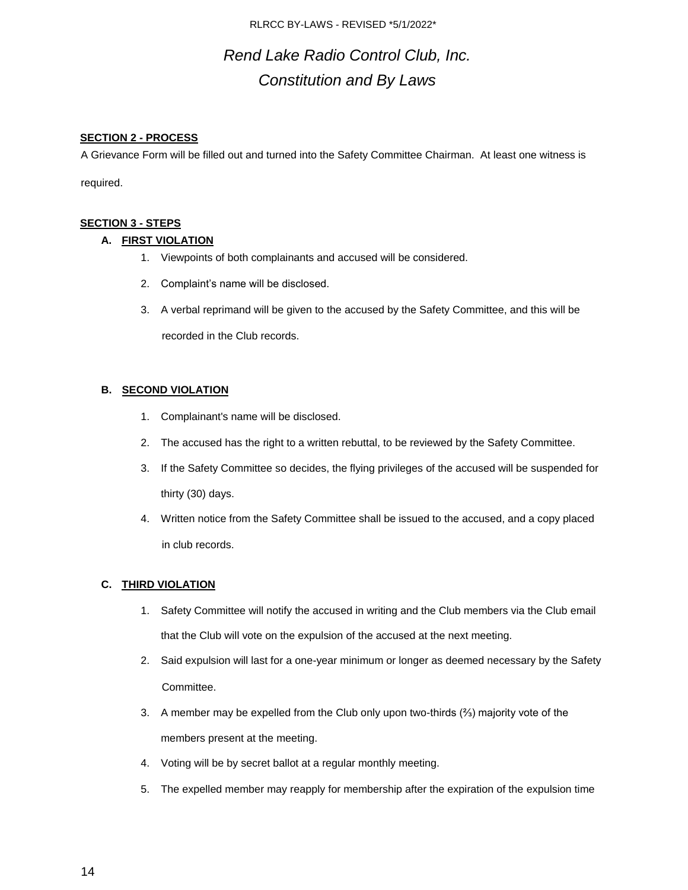# *Rend Lake Radio Control Club, Inc.*
# *Constitution and By Laws*

**SECTION 2 - PROCESS**

A Grievance Form will be filled out and turned into the Safety Committee Chairman. At least one witness is required.

**SECTION 3 - STEPS**

**A. FIRST VIOLATION**

1. Viewpoints of both complainants and accused will be considered.
2. Complaint's name will be disclosed.
3. A verbal reprimand will be given to the accused by the Safety Committee, and this will be recorded in the Club records.

**B. SECOND VIOLATION**

1. Complainant's name will be disclosed.
2. The accused has the right to a written rebuttal, to be reviewed by the Safety Committee.
3. If the Safety Committee so decides, the flying privileges of the accused will be suspended for thirty (30) days.
4. Written notice from the Safety Committee shall be issued to the accused, and a copy placed in club records.

**C. THIRD VIOLATION**

1. Safety Committee will notify the accused in writing and the Club members via the Club email that the Club will vote on the expulsion of the accused at the next meeting.
2. Said expulsion will last for a one-year minimum or longer as deemed necessary by the Safety Committee.
3. A member may be expelled from the Club only upon two-thirds (⅔) majority vote of the members present at the meeting.
4. Voting will be by secret ballot at a regular monthly meeting.
5. The expelled member may reapply for membership after the expiration of the expulsion time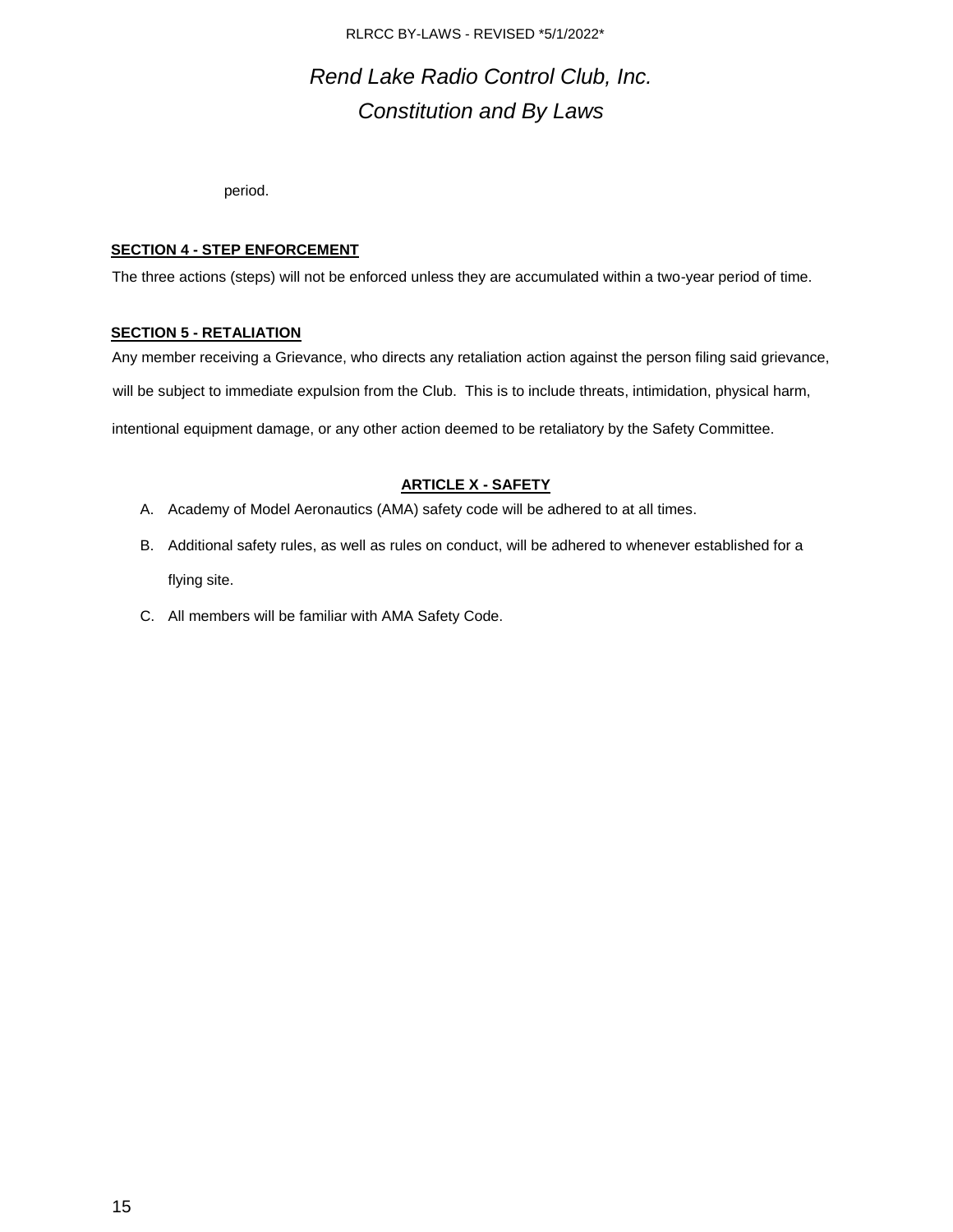period.

**SECTION 4 - STEP ENFORCEMENT**

The three actions (steps) will not be enforced unless they are accumulated within a two-year period of time.

**SECTION 5 - RETALIATION**

Any member receiving a Grievance, who directs any retaliation action against the person filing said grievance, will be subject to immediate expulsion from the Club. This is to include threats, intimidation, physical harm, intentional equipment damage, or any other action deemed to be retaliatory by the Safety Committee.

## ARTICLE X - SAFETY

A. Academy of Model Aeronautics (AMA) safety code will be adhered to at all times.

B. Additional safety rules, as well as rules on conduct, will be adhered to whenever established for a flying site.

C. All members will be familiar with AMA Safety Code.